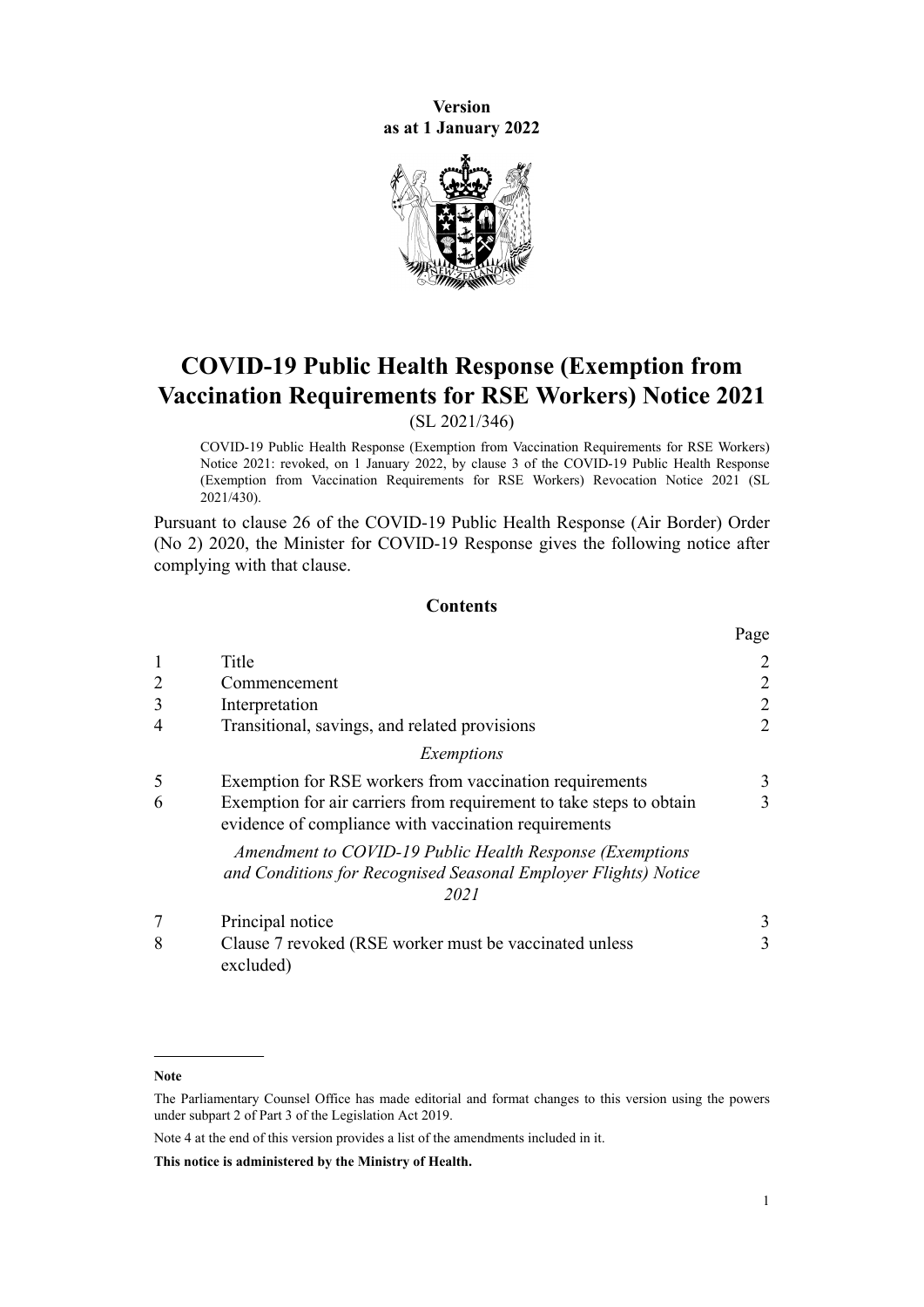**Version**
**as at 1 January 2022**

# COVID-19 Public Health Response (Exemption from Vaccination Requirements for RSE Workers) Notice 2021

(SL 2021/346)

COVID-19 Public Health Response (Exemption from Vaccination Requirements for RSE Workers) Notice 2021: revoked, on 1 January 2022, by clause 3 of the COVID-19 Public Health Response (Exemption from Vaccination Requirements for RSE Workers) Revocation Notice 2021 (SL 2021/430).

Pursuant to clause 26 of the COVID-19 Public Health Response (Air Border) Order (No 2) 2020, the Minister for COVID-19 Response gives the following notice after complying with that clause.

## Contents

| | | Page |
|---|---|---|
| 1 | Title | 2 |
| 2 | Commencement | 2 |
| 3 | Interpretation | 2 |
| 4 | Transitional, savings, and related provisions | 2 |
| | *Exemptions* | |
| 5 | Exemption for RSE workers from vaccination requirements | 3 |
| 6 | Exemption for air carriers from requirement to take steps to obtain evidence of compliance with vaccination requirements | 3 |
| | *Amendment to COVID-19 Public Health Response (Exemptions and Conditions for Recognised Seasonal Employer Flights) Notice 2021* | |
| 7 | Principal notice | 3 |
| 8 | Clause 7 revoked (RSE worker must be vaccinated unless excluded) | 3 |

**Note**

The Parliamentary Counsel Office has made editorial and format changes to this version using the powers under subpart 2 of Part 3 of the Legislation Act 2019.

Note 4 at the end of this version provides a list of the amendments included in it.

**This notice is administered by the Ministry of Health.**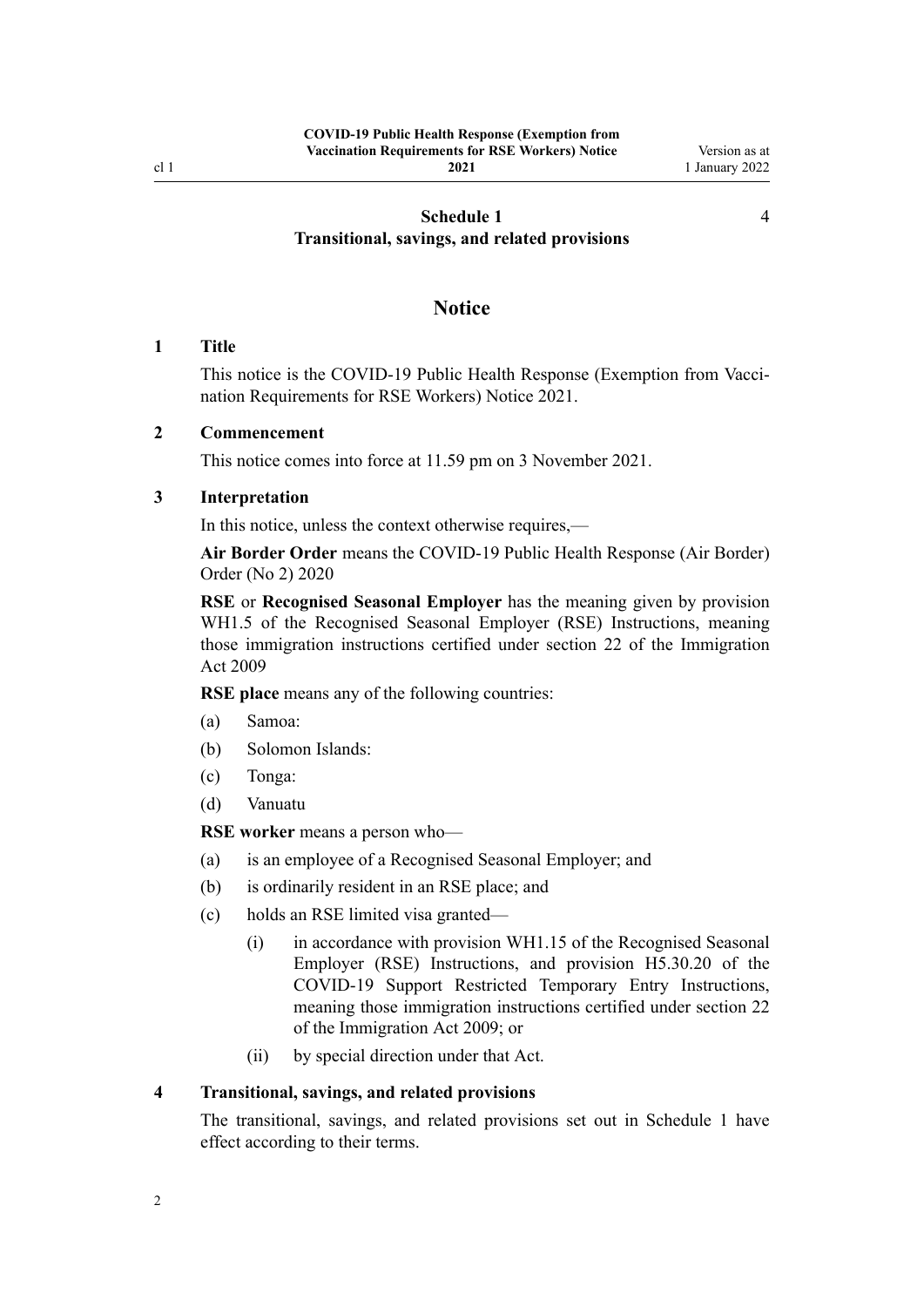# Notice

### 1 Title

This notice is the COVID-19 Public Health Response (Exemption from Vaccination Requirements for RSE Workers) Notice 2021.

### 2 Commencement

This notice comes into force at 11.59 pm on 3 November 2021.

### 3 Interpretation

In this notice, unless the context otherwise requires,—

**Air Border Order** means the COVID-19 Public Health Response (Air Border) Order (No 2) 2020

**RSE** or **Recognised Seasonal Employer** has the meaning given by provision WH1.5 of the Recognised Seasonal Employer (RSE) Instructions, meaning those immigration instructions certified under section 22 of the Immigration Act 2009

**RSE place** means any of the following countries:

(a) Samoa:

(b) Solomon Islands:

(c) Tonga:

(d) Vanuatu

**RSE worker** means a person who—

(a) is an employee of a Recognised Seasonal Employer; and

(b) is ordinarily resident in an RSE place; and

(c) holds an RSE limited visa granted—

  (i) in accordance with provision WH1.15 of the Recognised Seasonal Employer (RSE) Instructions, and provision H5.30.20 of the COVID-19 Support Restricted Temporary Entry Instructions, meaning those immigration instructions certified under section 22 of the Immigration Act 2009; or

  (ii) by special direction under that Act.

### 4 Transitional, savings, and related provisions

The transitional, savings, and related provisions set out in Schedule 1 have effect according to their terms.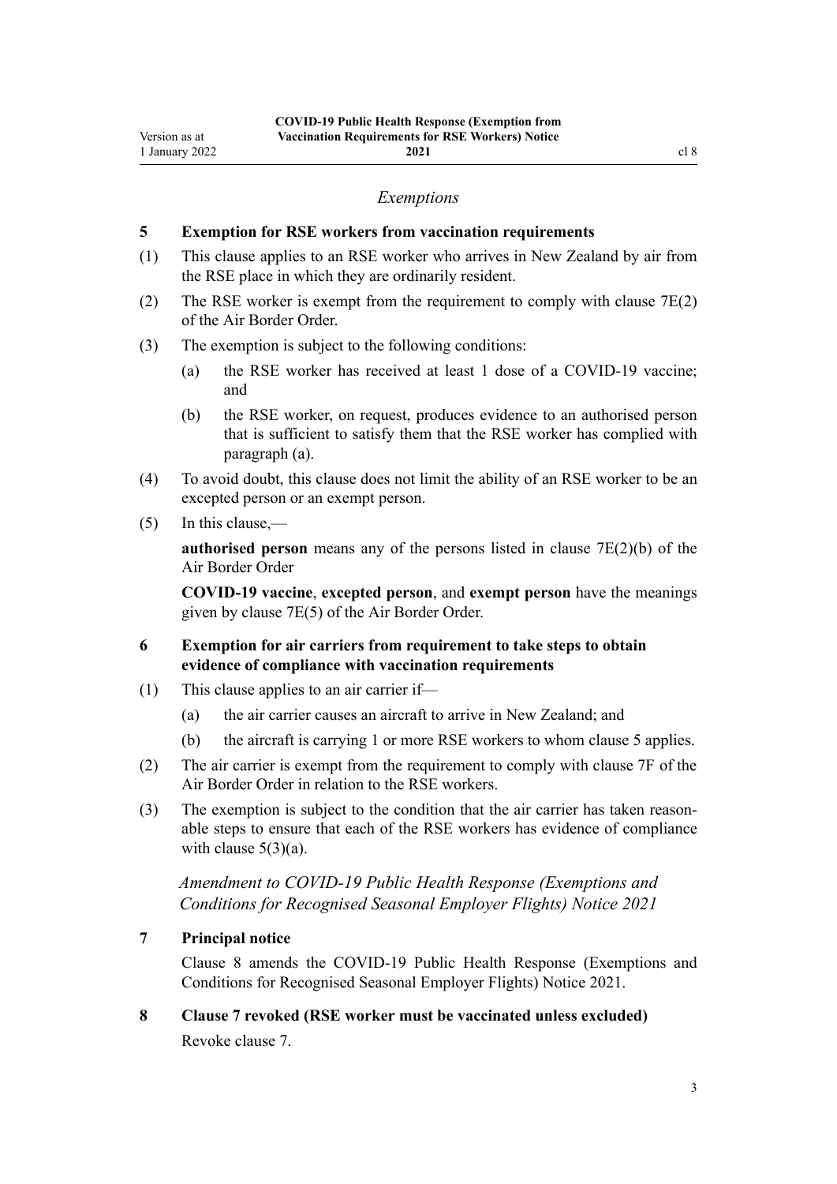## *Exemptions*

### 5 Exemption for RSE workers from vaccination requirements

(1) This clause applies to an RSE worker who arrives in New Zealand by air from the RSE place in which they are ordinarily resident.

(2) The RSE worker is exempt from the requirement to comply with clause 7E(2) of the Air Border Order.

(3) The exemption is subject to the following conditions:

- (a) the RSE worker has received at least 1 dose of a COVID-19 vaccine; and
- (b) the RSE worker, on request, produces evidence to an authorised person that is sufficient to satisfy them that the RSE worker has complied with paragraph (a).

(4) To avoid doubt, this clause does not limit the ability of an RSE worker to be an excepted person or an exempt person.

(5) In this clause,—

**authorised person** means any of the persons listed in clause 7E(2)(b) of the Air Border Order

**COVID-19 vaccine**, **excepted person**, and **exempt person** have the meanings given by clause 7E(5) of the Air Border Order.

### 6 Exemption for air carriers from requirement to take steps to obtain evidence of compliance with vaccination requirements

(1) This clause applies to an air carrier if—

- (a) the air carrier causes an aircraft to arrive in New Zealand; and
- (b) the aircraft is carrying 1 or more RSE workers to whom clause 5 applies.

(2) The air carrier is exempt from the requirement to comply with clause 7F of the Air Border Order in relation to the RSE workers.

(3) The exemption is subject to the condition that the air carrier has taken reasonable steps to ensure that each of the RSE workers has evidence of compliance with clause 5(3)(a).

## *Amendment to COVID-19 Public Health Response (Exemptions and Conditions for Recognised Seasonal Employer Flights) Notice 2021*

### 7 Principal notice

Clause 8 amends the COVID-19 Public Health Response (Exemptions and Conditions for Recognised Seasonal Employer Flights) Notice 2021.

### 8 Clause 7 revoked (RSE worker must be vaccinated unless excluded)

Revoke clause 7.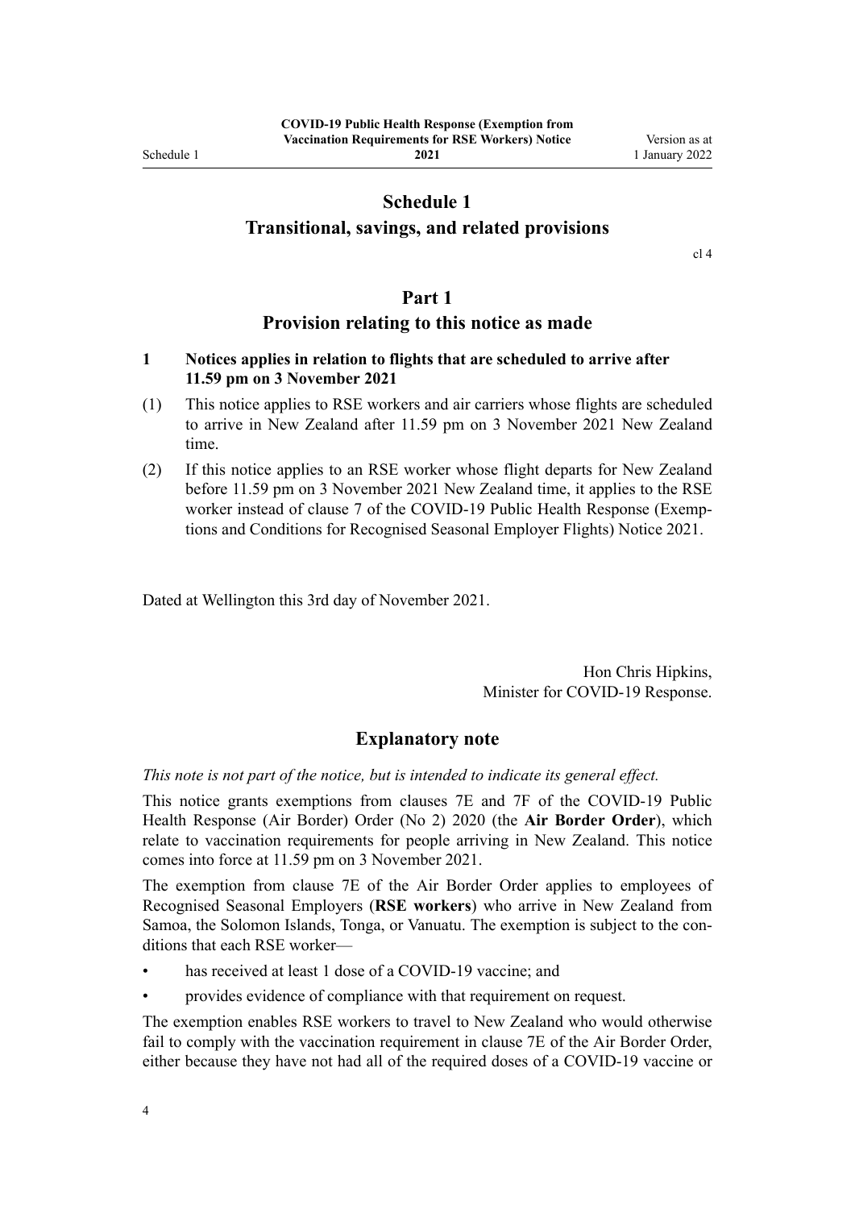# Schedule 1
## Transitional, savings, and related provisions

cl 4

## Part 1
### Provision relating to this notice as made

**1 Notices applies in relation to flights that are scheduled to arrive after 11.59 pm on 3 November 2021**

(1) This notice applies to RSE workers and air carriers whose flights are scheduled to arrive in New Zealand after 11.59 pm on 3 November 2021 New Zealand time.

(2) If this notice applies to an RSE worker whose flight departs for New Zealand before 11.59 pm on 3 November 2021 New Zealand time, it applies to the RSE worker instead of clause 7 of the COVID-19 Public Health Response (Exemptions and Conditions for Recognised Seasonal Employer Flights) Notice 2021.

Dated at Wellington this 3rd day of November 2021.

Hon Chris Hipkins,
Minister for COVID-19 Response.

## Explanatory note

*This note is not part of the notice, but is intended to indicate its general effect.*

This notice grants exemptions from clauses 7E and 7F of the COVID-19 Public Health Response (Air Border) Order (No 2) 2020 (the **Air Border Order**), which relate to vaccination requirements for people arriving in New Zealand. This notice comes into force at 11.59 pm on 3 November 2021.

The exemption from clause 7E of the Air Border Order applies to employees of Recognised Seasonal Employers (**RSE workers**) who arrive in New Zealand from Samoa, the Solomon Islands, Tonga, or Vanuatu. The exemption is subject to the conditions that each RSE worker—

- has received at least 1 dose of a COVID-19 vaccine; and
- provides evidence of compliance with that requirement on request.

The exemption enables RSE workers to travel to New Zealand who would otherwise fail to comply with the vaccination requirement in clause 7E of the Air Border Order, either because they have not had all of the required doses of a COVID-19 vaccine or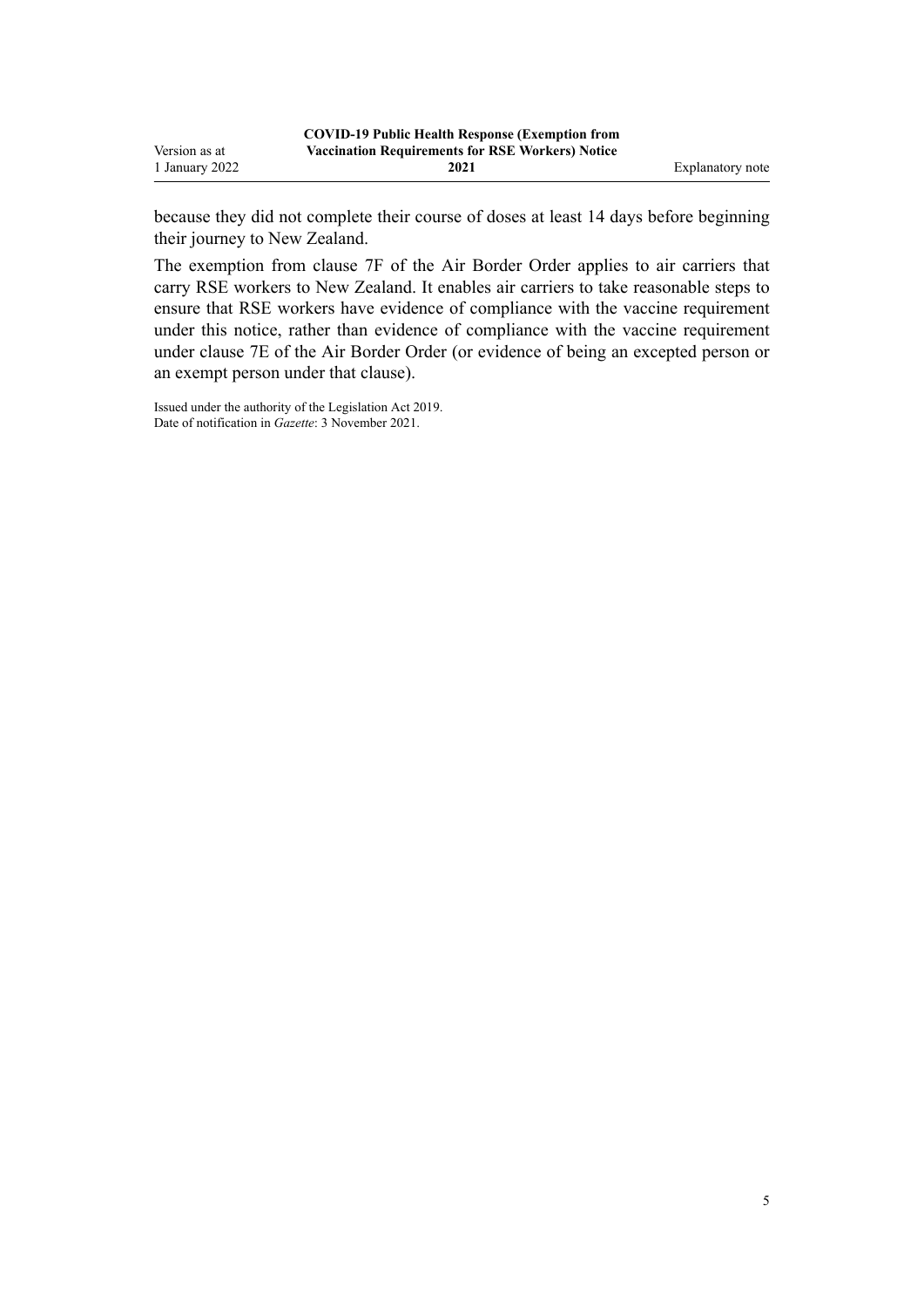because they did not complete their course of doses at least 14 days before beginning their journey to New Zealand.

The exemption from clause 7F of the Air Border Order applies to air carriers that carry RSE workers to New Zealand. It enables air carriers to take reasonable steps to ensure that RSE workers have evidence of compliance with the vaccine requirement under this notice, rather than evidence of compliance with the vaccine requirement under clause 7E of the Air Border Order (or evidence of being an excepted person or an exempt person under that clause).

Issued under the authority of the Legislation Act 2019.
Date of notification in *Gazette*: 3 November 2021.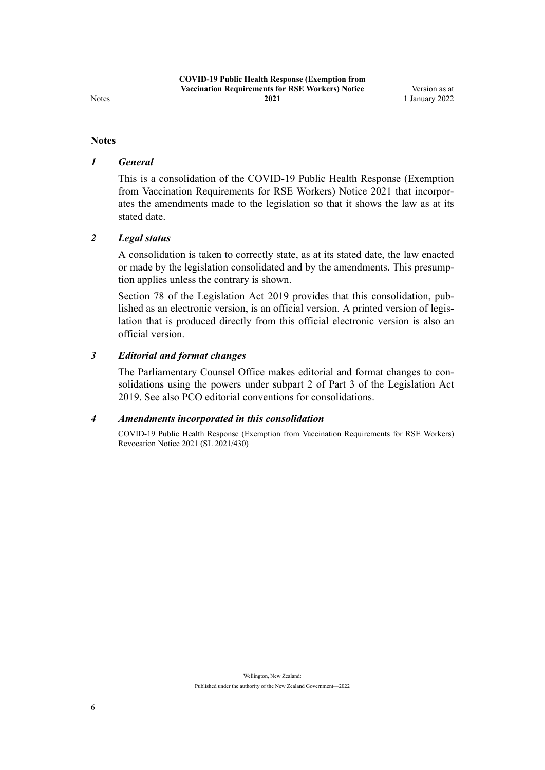## Notes

### *1 General*

This is a consolidation of the COVID-19 Public Health Response (Exemption from Vaccination Requirements for RSE Workers) Notice 2021 that incorporates the amendments made to the legislation so that it shows the law as at its stated date.

### *2 Legal status*

A consolidation is taken to correctly state, as at its stated date, the law enacted or made by the legislation consolidated and by the amendments. This presumption applies unless the contrary is shown.

Section 78 of the Legislation Act 2019 provides that this consolidation, published as an electronic version, is an official version. A printed version of legislation that is produced directly from this official electronic version is also an official version.

### *3 Editorial and format changes*

The Parliamentary Counsel Office makes editorial and format changes to consolidations using the powers under subpart 2 of Part 3 of the Legislation Act 2019. See also PCO editorial conventions for consolidations.

### *4 Amendments incorporated in this consolidation*

COVID-19 Public Health Response (Exemption from Vaccination Requirements for RSE Workers) Revocation Notice 2021 (SL 2021/430)

Wellington, New Zealand:

Published under the authority of the New Zealand Government—2022